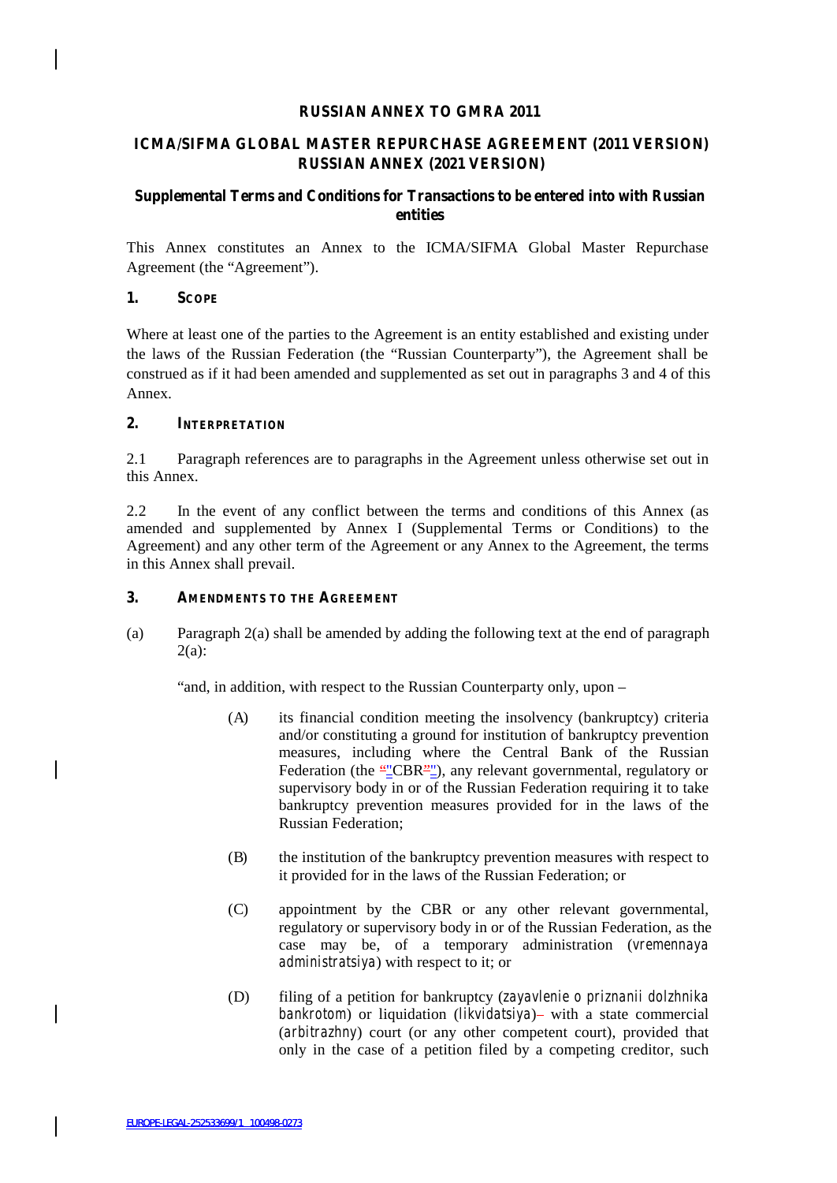**RUSSIAN ANNEX TO GMRA 2011**

**ICMA/SIFMA GLOBAL MASTER REPURCHASE AGREEMENT (2011 VERSION) RUSSIAN ANNEX (2021 VERSION)**

**Supplemental Terms and Conditions for Transactions to be entered into with Russian entities**

This Annex constitutes an Annex to the ICMA/SIFMA Global Master Repurchase Agreement (the "Agreement").

## 1. SCOPE

Where at least one of the parties to the Agreement is an entity established and existing under the laws of the Russian Federation (the "Russian Counterparty"), the Agreement shall be construed as if it had been amended and supplemented as set out in paragraphs 3 and 4 of this Annex.

## 2. INTERPRETATION

2.1 Paragraph references are to paragraphs in the Agreement unless otherwise set out in this Annex.

2.2 In the event of any conflict between the terms and conditions of this Annex (as amended and supplemented by Annex I (Supplemental Terms or Conditions) to the Agreement) and any other term of the Agreement or any Annex to the Agreement, the terms in this Annex shall prevail.

## 3. AMENDMENTS TO THE AGREEMENT

(a) Paragraph 2(a) shall be amended by adding the following text at the end of paragraph 2(a):

"and, in addition, with respect to the Russian Counterparty only, upon –

(A) its financial condition meeting the insolvency (bankruptcy) criteria and/or constituting a ground for institution of bankruptcy prevention measures, including where the Central Bank of the Russian Federation (the "CBR"), any relevant governmental, regulatory or supervisory body in or of the Russian Federation requiring it to take bankruptcy prevention measures provided for in the laws of the Russian Federation;

(B) the institution of the bankruptcy prevention measures with respect to it provided for in the laws of the Russian Federation; or

(C) appointment by the CBR or any other relevant governmental, regulatory or supervisory body in or of the Russian Federation, as the case may be, of a temporary administration (*vremennaya administratsiya*) with respect to it; or

(D) filing of a petition for bankruptcy (*zayavlenie o priznanii dolzhnika bankrotom*) or liquidation (*likvidatsiya*)– with a state commercial (*arbitrazhny*) court (or any other competent court), provided that only in the case of a petition filed by a competing creditor, such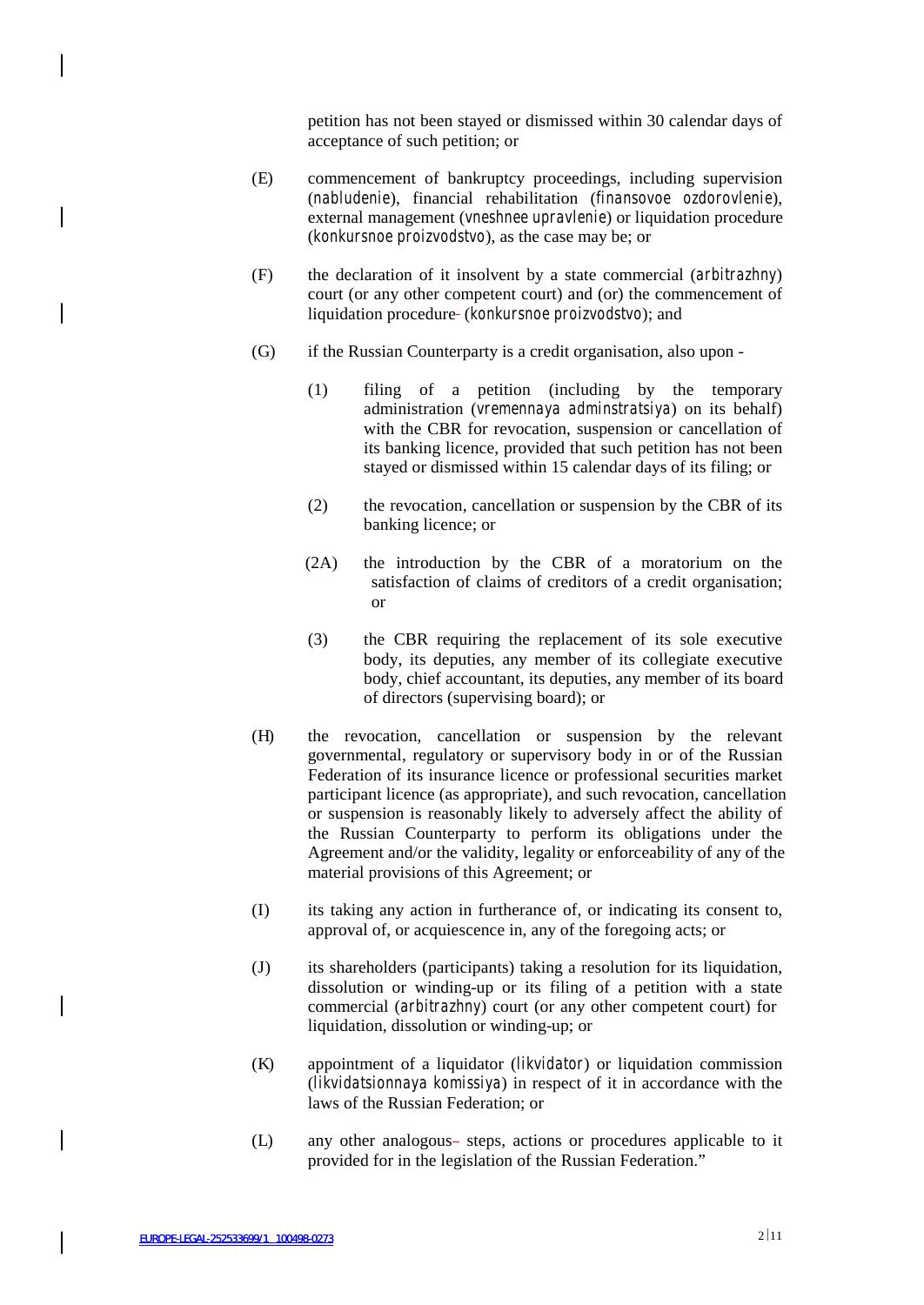petition has not been stayed or dismissed within 30 calendar days of acceptance of such petition; or

(E) commencement of bankruptcy proceedings, including supervision (*nabludenie*), financial rehabilitation (*finansovoe ozdorovlenie*), external management (*vneshnee upravlenie*) or liquidation procedure (*konkursnoe proizvodstvo*), as the case may be; or

(F) the declaration of it insolvent by a state commercial (*arbitrazhny*) court (or any other competent court) and (or) the commencement of liquidation procedure (*konkursnoe proizvodstvo*); and

(G) if the Russian Counterparty is a credit organisation, also upon -

(1) filing of a petition (including by the temporary administration (*vremennaya adminstratsiya*) on its behalf) with the CBR for revocation, suspension or cancellation of its banking licence, provided that such petition has not been stayed or dismissed within 15 calendar days of its filing; or

(2) the revocation, cancellation or suspension by the CBR of its banking licence; or

(2A) the introduction by the CBR of a moratorium on the satisfaction of claims of creditors of a credit organisation; or

(3) the CBR requiring the replacement of its sole executive body, its deputies, any member of its collegiate executive body, chief accountant, its deputies, any member of its board of directors (supervising board); or

(H) the revocation, cancellation or suspension by the relevant governmental, regulatory or supervisory body in or of the Russian Federation of its insurance licence or professional securities market participant licence (as appropriate), and such revocation, cancellation or suspension is reasonably likely to adversely affect the ability of the Russian Counterparty to perform its obligations under the Agreement and/or the validity, legality or enforceability of any of the material provisions of this Agreement; or

(I) its taking any action in furtherance of, or indicating its consent to, approval of, or acquiescence in, any of the foregoing acts; or

(J) its shareholders (participants) taking a resolution for its liquidation, dissolution or winding-up or its filing of a petition with a state commercial (*arbitrazhny*) court (or any other competent court) for liquidation, dissolution or winding-up; or

(K) appointment of a liquidator (*likvidator*) or liquidation commission (*likvidatsionnaya komissiya*) in respect of it in accordance with the laws of the Russian Federation; or

(L) any other analogous steps, actions or procedures applicable to it provided for in the legislation of the Russian Federation."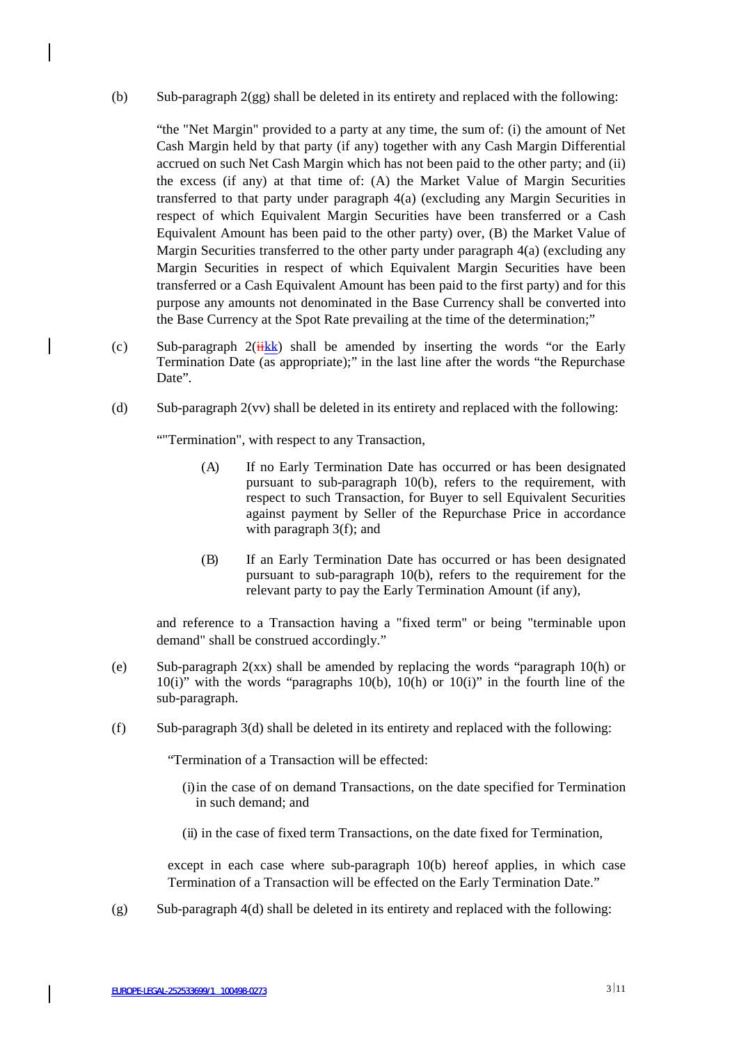(b) Sub-paragraph 2(gg) shall be deleted in its entirety and replaced with the following:

"the "Net Margin" provided to a party at any time, the sum of: (i) the amount of Net Cash Margin held by that party (if any) together with any Cash Margin Differential accrued on such Net Cash Margin which has not been paid to the other party; and (ii) the excess (if any) at that time of: (A) the Market Value of Margin Securities transferred to that party under paragraph 4(a) (excluding any Margin Securities in respect of which Equivalent Margin Securities have been transferred or a Cash Equivalent Amount has been paid to the other party) over, (B) the Market Value of Margin Securities transferred to the other party under paragraph 4(a) (excluding any Margin Securities in respect of which Equivalent Margin Securities have been transferred or a Cash Equivalent Amount has been paid to the first party) and for this purpose any amounts not denominated in the Base Currency shall be converted into the Base Currency at the Spot Rate prevailing at the time of the determination;"

(c) Sub-paragraph 2(~~ii~~kk) shall be amended by inserting the words "or the Early Termination Date (as appropriate);" in the last line after the words "the Repurchase Date".

(d) Sub-paragraph 2(vv) shall be deleted in its entirety and replaced with the following:

""Termination", with respect to any Transaction,

(A) If no Early Termination Date has occurred or has been designated pursuant to sub-paragraph 10(b), refers to the requirement, with respect to such Transaction, for Buyer to sell Equivalent Securities against payment by Seller of the Repurchase Price in accordance with paragraph 3(f); and

(B) If an Early Termination Date has occurred or has been designated pursuant to sub-paragraph 10(b), refers to the requirement for the relevant party to pay the Early Termination Amount (if any),

and reference to a Transaction having a "fixed term" or being "terminable upon demand" shall be construed accordingly."

(e) Sub-paragraph 2(xx) shall be amended by replacing the words "paragraph 10(h) or 10(i)" with the words "paragraphs 10(b), 10(h) or 10(i)" in the fourth line of the sub-paragraph.

(f) Sub-paragraph 3(d) shall be deleted in its entirety and replaced with the following:

"Termination of a Transaction will be effected:

(i) in the case of on demand Transactions, on the date specified for Termination in such demand; and

(ii) in the case of fixed term Transactions, on the date fixed for Termination,

except in each case where sub-paragraph 10(b) hereof applies, in which case Termination of a Transaction will be effected on the Early Termination Date."

(g) Sub-paragraph 4(d) shall be deleted in its entirety and replaced with the following: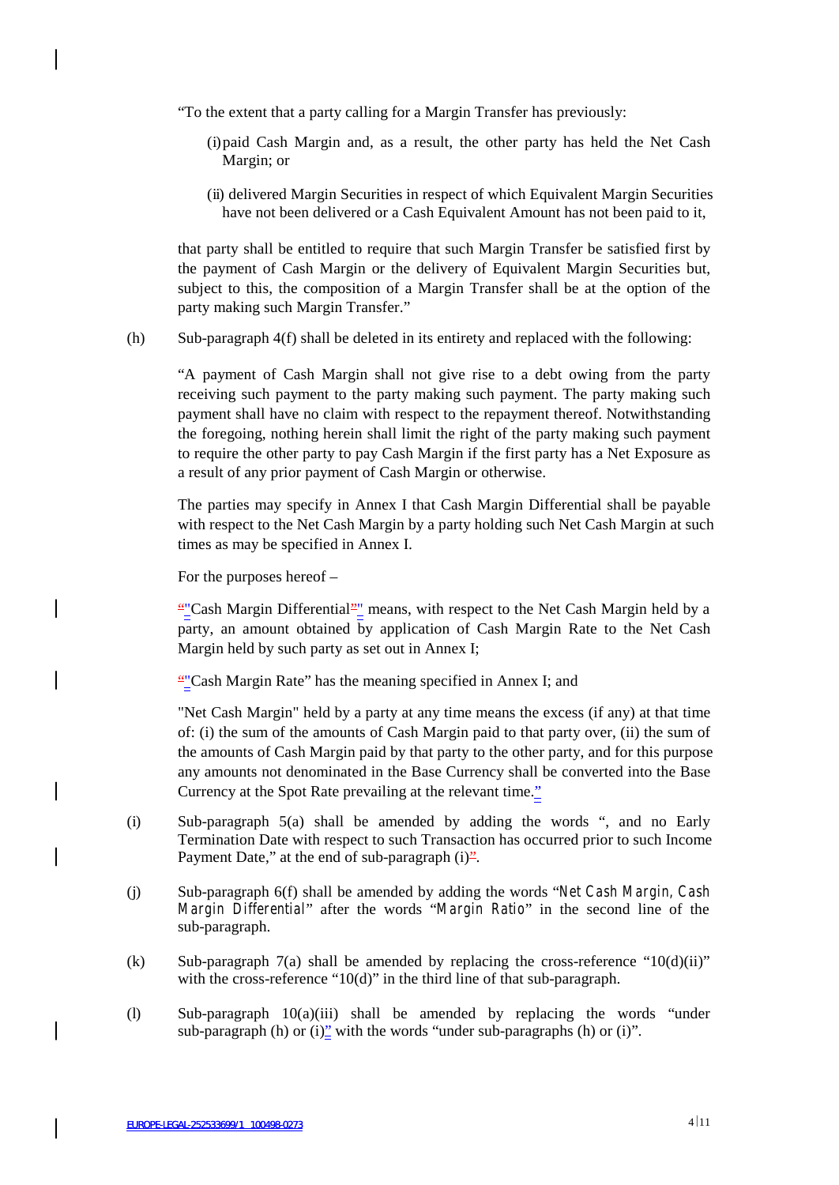"To the extent that a party calling for a Margin Transfer has previously:

(i) paid Cash Margin and, as a result, the other party has held the Net Cash Margin; or

(ii) delivered Margin Securities in respect of which Equivalent Margin Securities have not been delivered or a Cash Equivalent Amount has not been paid to it,

that party shall be entitled to require that such Margin Transfer be satisfied first by the payment of Cash Margin or the delivery of Equivalent Margin Securities but, subject to this, the composition of a Margin Transfer shall be at the option of the party making such Margin Transfer."

(h) Sub-paragraph 4(f) shall be deleted in its entirety and replaced with the following:

"A payment of Cash Margin shall not give rise to a debt owing from the party receiving such payment to the party making such payment. The party making such payment shall have no claim with respect to the repayment thereof. Notwithstanding the foregoing, nothing herein shall limit the right of the party making such payment to require the other party to pay Cash Margin if the first party has a Net Exposure as a result of any prior payment of Cash Margin or otherwise.

The parties may specify in Annex I that Cash Margin Differential shall be payable with respect to the Net Cash Margin by a party holding such Net Cash Margin at such times as may be specified in Annex I.

For the purposes hereof –

"Cash Margin Differential" means, with respect to the Net Cash Margin held by a party, an amount obtained by application of Cash Margin Rate to the Net Cash Margin held by such party as set out in Annex I;

"Cash Margin Rate" has the meaning specified in Annex I; and

"Net Cash Margin" held by a party at any time means the excess (if any) at that time of: (i) the sum of the amounts of Cash Margin paid to that party over, (ii) the sum of the amounts of Cash Margin paid by that party to the other party, and for this purpose any amounts not denominated in the Base Currency shall be converted into the Base Currency at the Spot Rate prevailing at the relevant time."

(i) Sub-paragraph 5(a) shall be amended by adding the words ", and no Early Termination Date with respect to such Transaction has occurred prior to such Income Payment Date," at the end of sub-paragraph (i).

(j) Sub-paragraph 6(f) shall be amended by adding the words "Net Cash Margin, Cash Margin Differential" after the words "Margin Ratio" in the second line of the sub-paragraph.

(k) Sub-paragraph 7(a) shall be amended by replacing the cross-reference "10(d)(ii)" with the cross-reference "10(d)" in the third line of that sub-paragraph.

(l) Sub-paragraph 10(a)(iii) shall be amended by replacing the words "under sub-paragraph (h) or (i)" with the words "under sub-paragraphs (h) or (i)".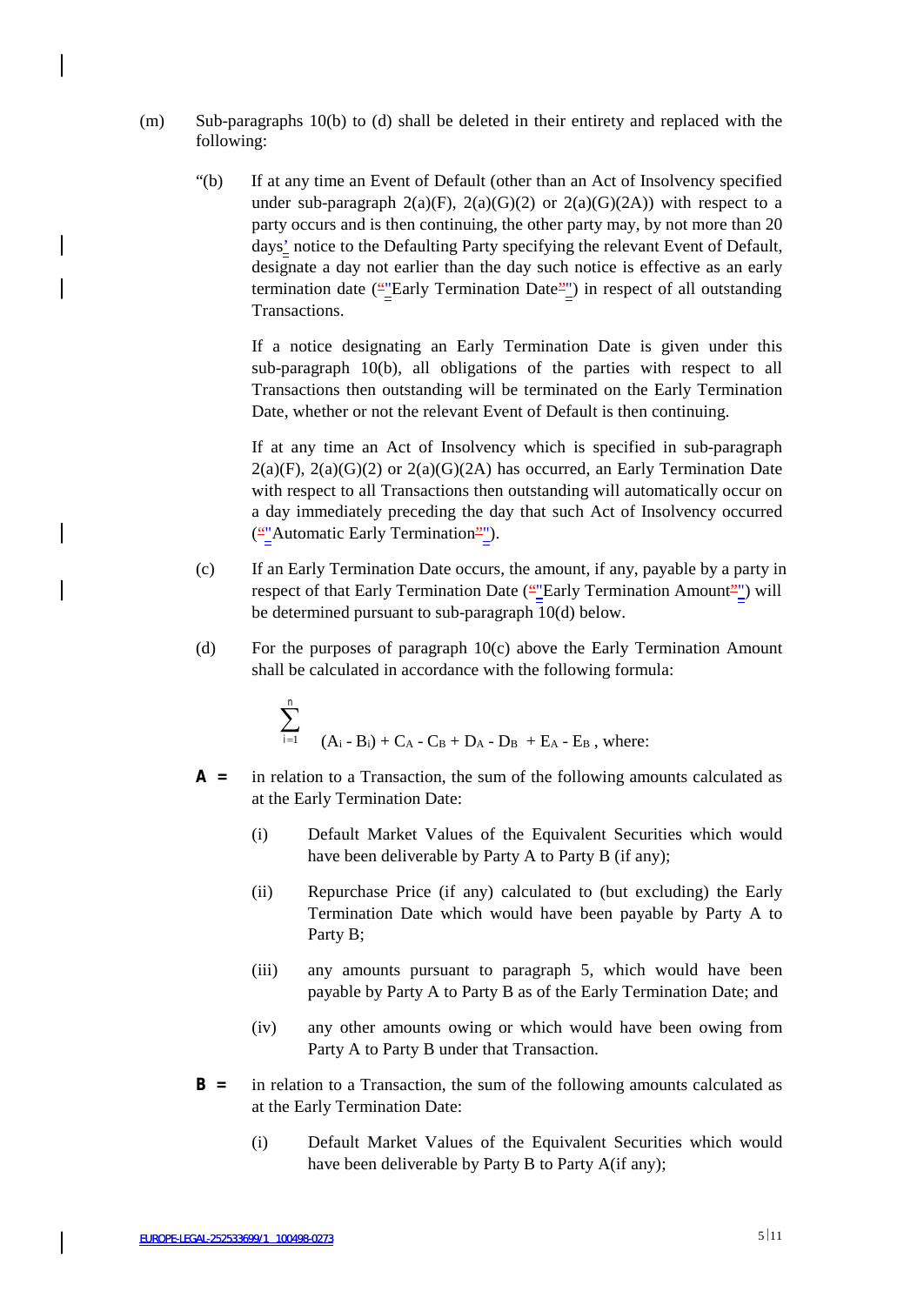(m) Sub-paragraphs 10(b) to (d) shall be deleted in their entirety and replaced with the following:

"(b) If at any time an Event of Default (other than an Act of Insolvency specified under sub-paragraph 2(a)(F), 2(a)(G)(2) or 2(a)(G)(2A)) with respect to a party occurs and is then continuing, the other party may, by not more than 20 days' notice to the Defaulting Party specifying the relevant Event of Default, designate a day not earlier than the day such notice is effective as an early termination date ("Early Termination Date") in respect of all outstanding Transactions.

If a notice designating an Early Termination Date is given under this sub-paragraph 10(b), all obligations of the parties with respect to all Transactions then outstanding will be terminated on the Early Termination Date, whether or not the relevant Event of Default is then continuing.

If at any time an Act of Insolvency which is specified in sub-paragraph 2(a)(F), 2(a)(G)(2) or 2(a)(G)(2A) has occurred, an Early Termination Date with respect to all Transactions then outstanding will automatically occur on a day immediately preceding the day that such Act of Insolvency occurred ("Automatic Early Termination").

(c) If an Early Termination Date occurs, the amount, if any, payable by a party in respect of that Early Termination Date ("Early Termination Amount") will be determined pursuant to sub-paragraph 10(d) below.

(d) For the purposes of paragraph 10(c) above the Early Termination Amount shall be calculated in accordance with the following formula:

$$\sum_{i=1}^{n} (A_i - B_i) + C_A - C_B + D_A - D_B + E_A - E_B \text{, where:}$$

**A =** in relation to a Transaction, the sum of the following amounts calculated as at the Early Termination Date:

(i) Default Market Values of the Equivalent Securities which would have been deliverable by Party A to Party B (if any);

(ii) Repurchase Price (if any) calculated to (but excluding) the Early Termination Date which would have been payable by Party A to Party B;

(iii) any amounts pursuant to paragraph 5, which would have been payable by Party A to Party B as of the Early Termination Date; and

(iv) any other amounts owing or which would have been owing from Party A to Party B under that Transaction.

**B =** in relation to a Transaction, the sum of the following amounts calculated as at the Early Termination Date:

(i) Default Market Values of the Equivalent Securities which would have been deliverable by Party B to Party A(if any);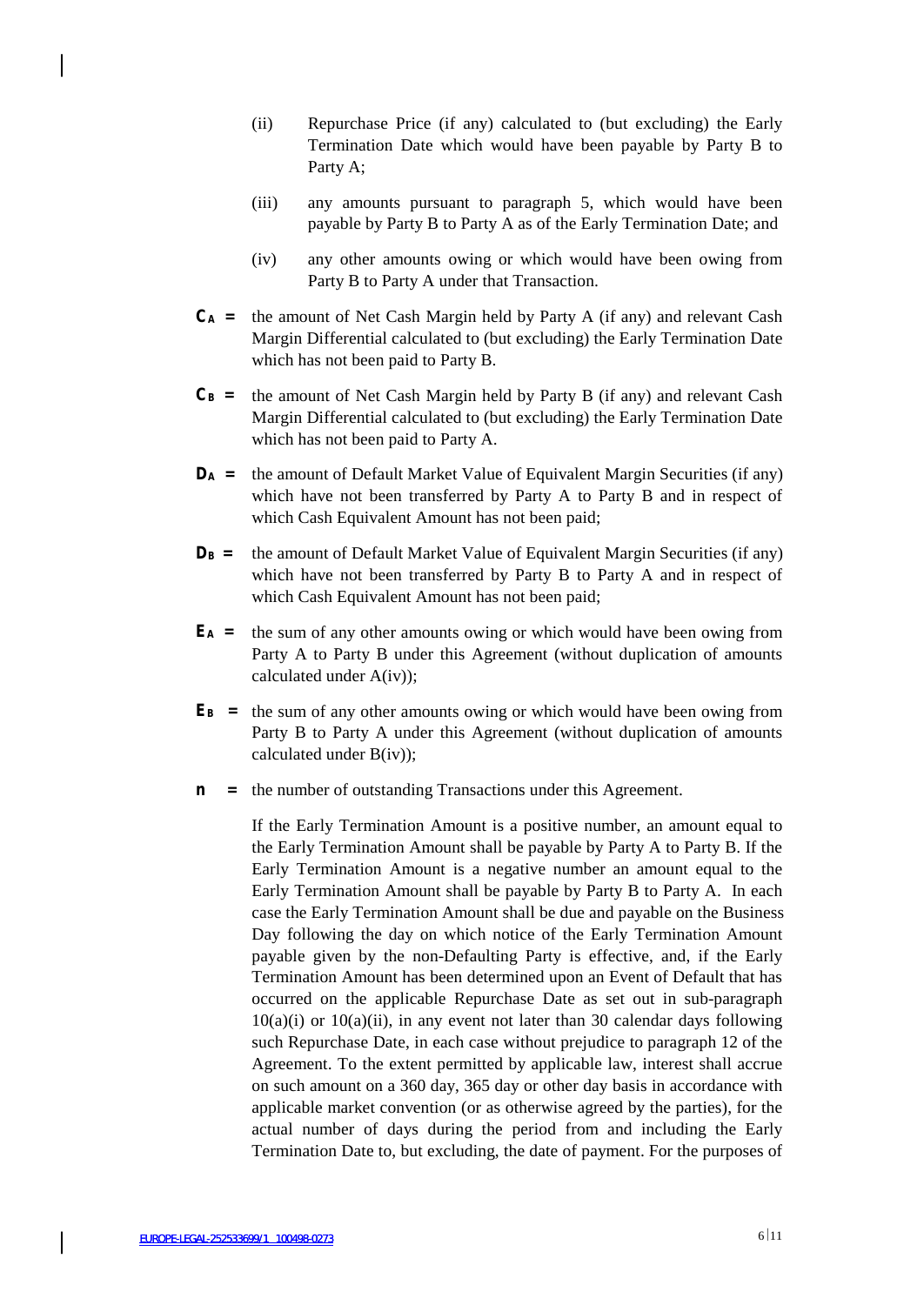(ii) Repurchase Price (if any) calculated to (but excluding) the Early Termination Date which would have been payable by Party B to Party A;

(iii) any amounts pursuant to paragraph 5, which would have been payable by Party B to Party A as of the Early Termination Date; and

(iv) any other amounts owing or which would have been owing from Party B to Party A under that Transaction.

**$C_A$ =** the amount of Net Cash Margin held by Party A (if any) and relevant Cash Margin Differential calculated to (but excluding) the Early Termination Date which has not been paid to Party B.

**$C_B$ =** the amount of Net Cash Margin held by Party B (if any) and relevant Cash Margin Differential calculated to (but excluding) the Early Termination Date which has not been paid to Party A.

**$D_A$ =** the amount of Default Market Value of Equivalent Margin Securities (if any) which have not been transferred by Party A to Party B and in respect of which Cash Equivalent Amount has not been paid;

**$D_B$ =** the amount of Default Market Value of Equivalent Margin Securities (if any) which have not been transferred by Party B to Party A and in respect of which Cash Equivalent Amount has not been paid;

**$E_A$ =** the sum of any other amounts owing or which would have been owing from Party A to Party B under this Agreement (without duplication of amounts calculated under A(iv));

**$E_B$ =** the sum of any other amounts owing or which would have been owing from Party B to Party A under this Agreement (without duplication of amounts calculated under B(iv));

**$n$ =** the number of outstanding Transactions under this Agreement.

If the Early Termination Amount is a positive number, an amount equal to the Early Termination Amount shall be payable by Party A to Party B. If the Early Termination Amount is a negative number an amount equal to the Early Termination Amount shall be payable by Party B to Party A. In each case the Early Termination Amount shall be due and payable on the Business Day following the day on which notice of the Early Termination Amount payable given by the non-Defaulting Party is effective, and, if the Early Termination Amount has been determined upon an Event of Default that has occurred on the applicable Repurchase Date as set out in sub-paragraph 10(a)(i) or 10(a)(ii), in any event not later than 30 calendar days following such Repurchase Date, in each case without prejudice to paragraph 12 of the Agreement. To the extent permitted by applicable law, interest shall accrue on such amount on a 360 day, 365 day or other day basis in accordance with applicable market convention (or as otherwise agreed by the parties), for the actual number of days during the period from and including the Early Termination Date to, but excluding, the date of payment. For the purposes of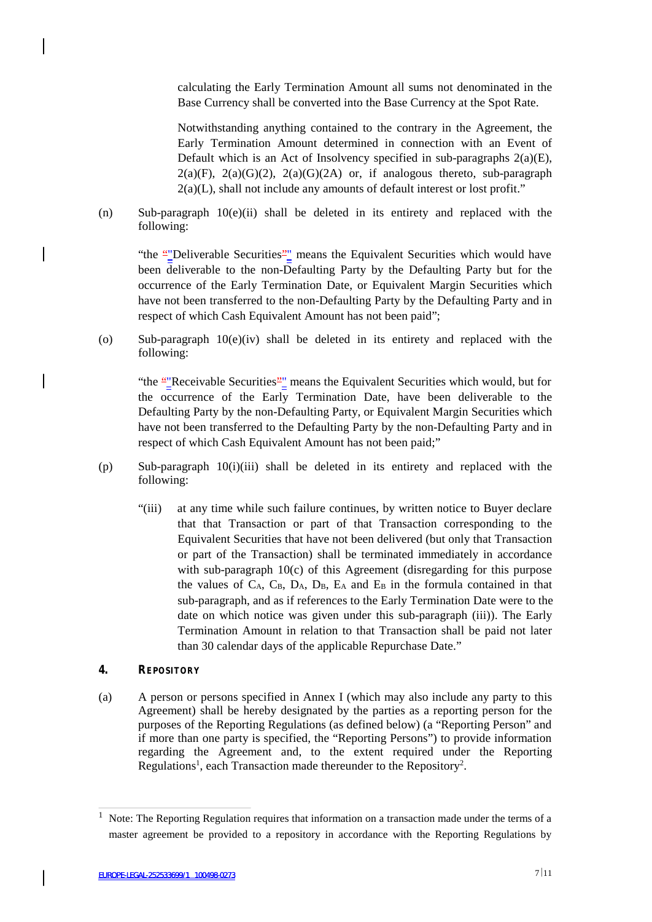calculating the Early Termination Amount all sums not denominated in the Base Currency shall be converted into the Base Currency at the Spot Rate.

Notwithstanding anything contained to the contrary in the Agreement, the Early Termination Amount determined in connection with an Event of Default which is an Act of Insolvency specified in sub-paragraphs 2(a)(E), 2(a)(F), 2(a)(G)(2), 2(a)(G)(2A) or, if analogous thereto, sub-paragraph 2(a)(L), shall not include any amounts of default interest or lost profit."

(n) Sub-paragraph 10(e)(ii) shall be deleted in its entirety and replaced with the following:

"the "Deliverable Securities" means the Equivalent Securities which would have been deliverable to the non-Defaulting Party by the Defaulting Party but for the occurrence of the Early Termination Date, or Equivalent Margin Securities which have not been transferred to the non-Defaulting Party by the Defaulting Party and in respect of which Cash Equivalent Amount has not been paid";

(o) Sub-paragraph 10(e)(iv) shall be deleted in its entirety and replaced with the following:

"the "Receivable Securities" means the Equivalent Securities which would, but for the occurrence of the Early Termination Date, have been deliverable to the Defaulting Party by the non-Defaulting Party, or Equivalent Margin Securities which have not been transferred to the Defaulting Party by the non-Defaulting Party and in respect of which Cash Equivalent Amount has not been paid;"

(p) Sub-paragraph 10(i)(iii) shall be deleted in its entirety and replaced with the following:

"(iii) at any time while such failure continues, by written notice to Buyer declare that that Transaction or part of that Transaction corresponding to the Equivalent Securities that have not been delivered (but only that Transaction or part of the Transaction) shall be terminated immediately in accordance with sub-paragraph 10(c) of this Agreement (disregarding for this purpose the values of $C_A$, $C_B$, $D_A$, $D_B$, $E_A$ and $E_B$ in the formula contained in that sub-paragraph, and as if references to the Early Termination Date were to the date on which notice was given under this sub-paragraph (iii)). The Early Termination Amount in relation to that Transaction shall be paid not later than 30 calendar days of the applicable Repurchase Date."

## 4. REPOSITORY

(a) A person or persons specified in Annex I (which may also include any party to this Agreement) shall be hereby designated by the parties as a reporting person for the purposes of the Reporting Regulations (as defined below) (a "Reporting Person" and if more than one party is specified, the "Reporting Persons") to provide information regarding the Agreement and, to the extent required under the Reporting Regulations[1], each Transaction made thereunder to the Repository[2].

---

[1] Note: The Reporting Regulation requires that information on a transaction made under the terms of a master agreement be provided to a repository in accordance with the Reporting Regulations by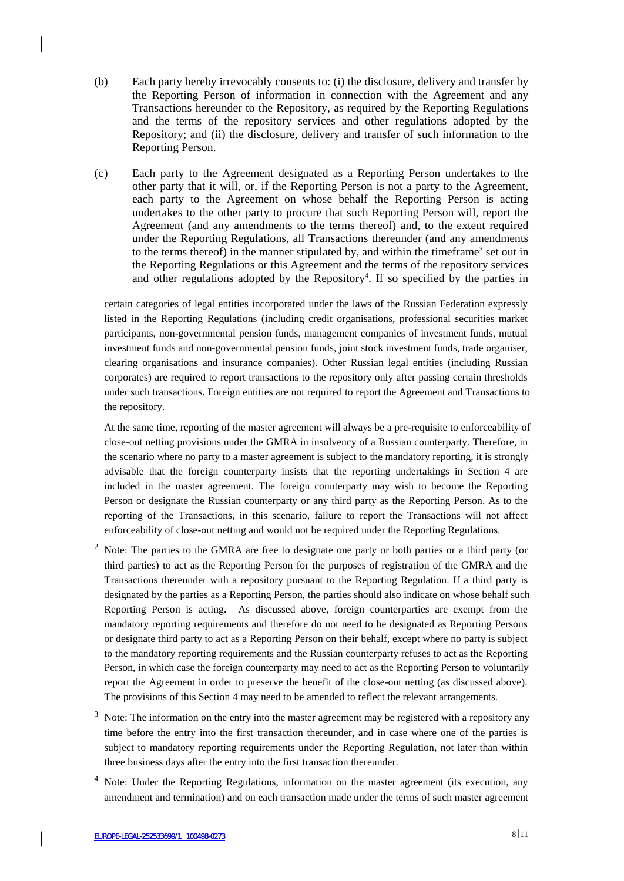(b) Each party hereby irrevocably consents to: (i) the disclosure, delivery and transfer by the Reporting Person of information in connection with the Agreement and any Transactions hereunder to the Repository, as required by the Reporting Regulations and the terms of the repository services and other regulations adopted by the Repository; and (ii) the disclosure, delivery and transfer of such information to the Reporting Person.

(c) Each party to the Agreement designated as a Reporting Person undertakes to the other party that it will, or, if the Reporting Person is not a party to the Agreement, each party to the Agreement on whose behalf the Reporting Person is acting undertakes to the other party to procure that such Reporting Person will, report the Agreement (and any amendments to the terms thereof) and, to the extent required under the Reporting Regulations, all Transactions thereunder (and any amendments to the terms thereof) in the manner stipulated by, and within the timeframe[3] set out in the Reporting Regulations or this Agreement and the terms of the repository services and other regulations adopted by the Repository[4]. If so specified by the parties in

---

certain categories of legal entities incorporated under the laws of the Russian Federation expressly listed in the Reporting Regulations (including credit organisations, professional securities market participants, non-governmental pension funds, management companies of investment funds, mutual investment funds and non-governmental pension funds, joint stock investment funds, trade organiser, clearing organisations and insurance companies). Other Russian legal entities (including Russian corporates) are required to report transactions to the repository only after passing certain thresholds under such transactions. Foreign entities are not required to report the Agreement and Transactions to the repository.

At the same time, reporting of the master agreement will always be a pre-requisite to enforceability of close-out netting provisions under the GMRA in insolvency of a Russian counterparty. Therefore, in the scenario where no party to a master agreement is subject to the mandatory reporting, it is strongly advisable that the foreign counterparty insists that the reporting undertakings in Section 4 are included in the master agreement. The foreign counterparty may wish to become the Reporting Person or designate the Russian counterparty or any third party as the Reporting Person. As to the reporting of the Transactions, in this scenario, failure to report the Transactions will not affect enforceability of close-out netting and would not be required under the Reporting Regulations.

[2] Note: The parties to the GMRA are free to designate one party or both parties or a third party (or third parties) to act as the Reporting Person for the purposes of registration of the GMRA and the Transactions thereunder with a repository pursuant to the Reporting Regulation. If a third party is designated by the parties as a Reporting Person, the parties should also indicate on whose behalf such Reporting Person is acting. As discussed above, foreign counterparties are exempt from the mandatory reporting requirements and therefore do not need to be designated as Reporting Persons or designate third party to act as a Reporting Person on their behalf, except where no party is subject to the mandatory reporting requirements and the Russian counterparty refuses to act as the Reporting Person, in which case the foreign counterparty may need to act as the Reporting Person to voluntarily report the Agreement in order to preserve the benefit of the close-out netting (as discussed above). The provisions of this Section 4 may need to be amended to reflect the relevant arrangements.

[3] Note: The information on the entry into the master agreement may be registered with a repository any time before the entry into the first transaction thereunder, and in case where one of the parties is subject to mandatory reporting requirements under the Reporting Regulation, not later than within three business days after the entry into the first transaction thereunder.

[4] Note: Under the Reporting Regulations, information on the master agreement (its execution, any amendment and termination) and on each transaction made under the terms of such master agreement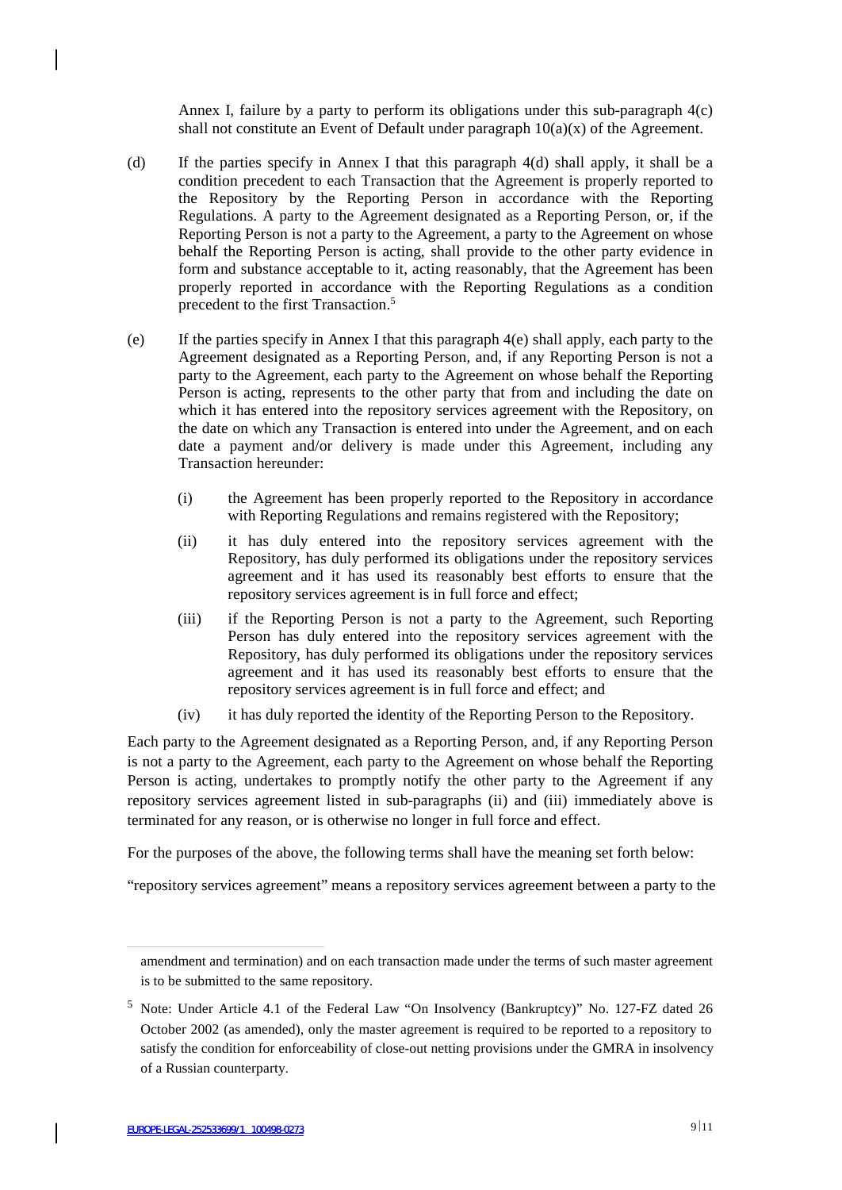Annex I, failure by a party to perform its obligations under this sub-paragraph 4(c) shall not constitute an Event of Default under paragraph 10(a)(x) of the Agreement.

(d) If the parties specify in Annex I that this paragraph 4(d) shall apply, it shall be a condition precedent to each Transaction that the Agreement is properly reported to the Repository by the Reporting Person in accordance with the Reporting Regulations. A party to the Agreement designated as a Reporting Person, or, if the Reporting Person is not a party to the Agreement, a party to the Agreement on whose behalf the Reporting Person is acting, shall provide to the other party evidence in form and substance acceptable to it, acting reasonably, that the Agreement has been properly reported in accordance with the Reporting Regulations as a condition precedent to the first Transaction.[5]

(e) If the parties specify in Annex I that this paragraph 4(e) shall apply, each party to the Agreement designated as a Reporting Person, and, if any Reporting Person is not a party to the Agreement, each party to the Agreement on whose behalf the Reporting Person is acting, represents to the other party that from and including the date on which it has entered into the repository services agreement with the Repository, on the date on which any Transaction is entered into under the Agreement, and on each date a payment and/or delivery is made under this Agreement, including any Transaction hereunder:

   (i) the Agreement has been properly reported to the Repository in accordance with Reporting Regulations and remains registered with the Repository;

   (ii) it has duly entered into the repository services agreement with the Repository, has duly performed its obligations under the repository services agreement and it has used its reasonably best efforts to ensure that the repository services agreement is in full force and effect;

   (iii) if the Reporting Person is not a party to the Agreement, such Reporting Person has duly entered into the repository services agreement with the Repository, has duly performed its obligations under the repository services agreement and it has used its reasonably best efforts to ensure that the repository services agreement is in full force and effect; and

   (iv) it has duly reported the identity of the Reporting Person to the Repository.

Each party to the Agreement designated as a Reporting Person, and, if any Reporting Person is not a party to the Agreement, each party to the Agreement on whose behalf the Reporting Person is acting, undertakes to promptly notify the other party to the Agreement if any repository services agreement listed in sub-paragraphs (ii) and (iii) immediately above is terminated for any reason, or is otherwise no longer in full force and effect.

For the purposes of the above, the following terms shall have the meaning set forth below:

"repository services agreement" means a repository services agreement between a party to the

---

amendment and termination) and on each transaction made under the terms of such master agreement is to be submitted to the same repository.

[5] Note: Under Article 4.1 of the Federal Law "On Insolvency (Bankruptcy)" No. 127-FZ dated 26 October 2002 (as amended), only the master agreement is required to be reported to a repository to satisfy the condition for enforceability of close-out netting provisions under the GMRA in insolvency of a Russian counterparty.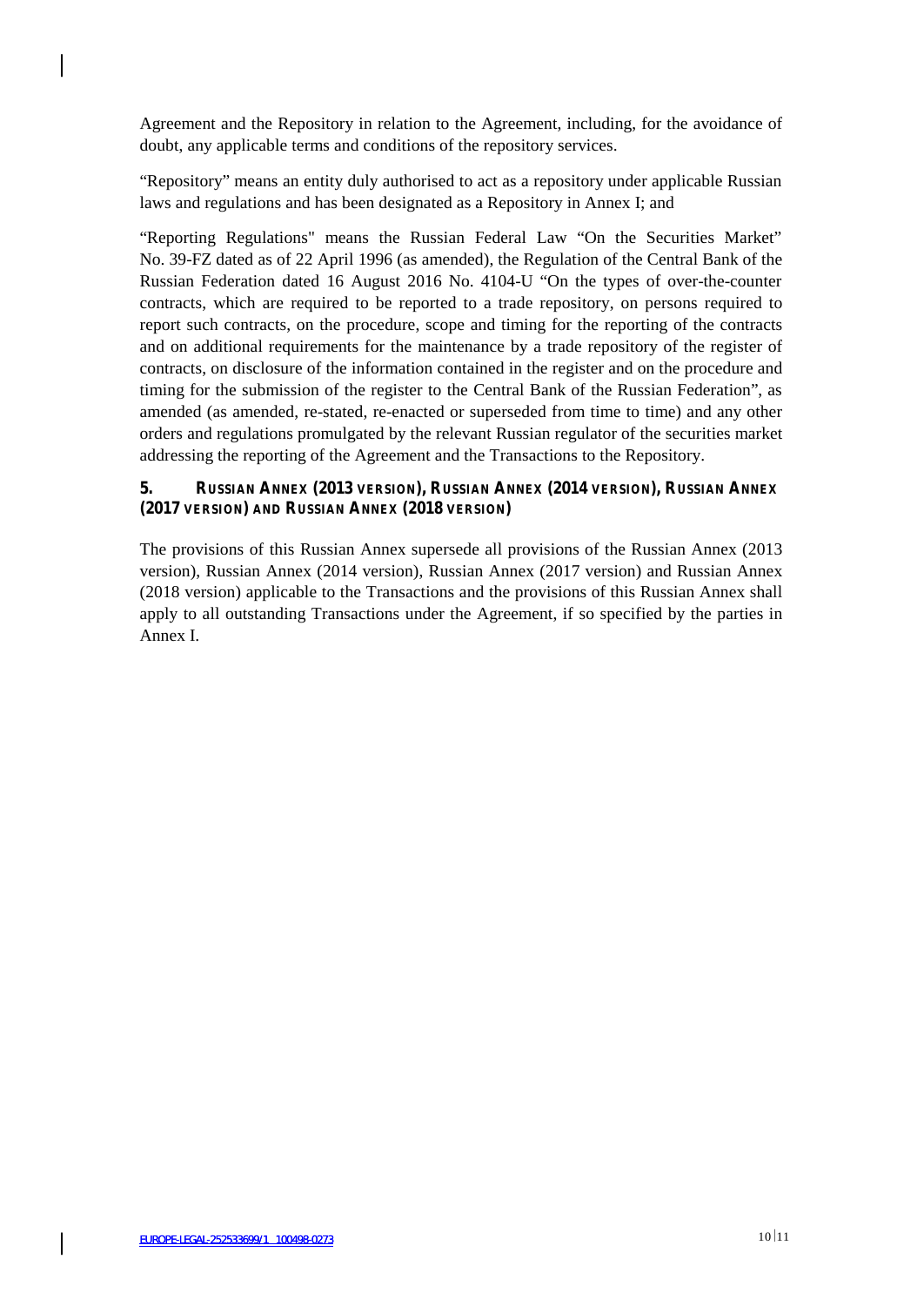Agreement and the Repository in relation to the Agreement, including, for the avoidance of doubt, any applicable terms and conditions of the repository services.

"Repository" means an entity duly authorised to act as a repository under applicable Russian laws and regulations and has been designated as a Repository in Annex I; and

"Reporting Regulations" means the Russian Federal Law "On the Securities Market" No. 39-FZ dated as of 22 April 1996 (as amended), the Regulation of the Central Bank of the Russian Federation dated 16 August 2016 No. 4104-U "On the types of over-the-counter contracts, which are required to be reported to a trade repository, on persons required to report such contracts, on the procedure, scope and timing for the reporting of the contracts and on additional requirements for the maintenance by a trade repository of the register of contracts, on disclosure of the information contained in the register and on the procedure and timing for the submission of the register to the Central Bank of the Russian Federation", as amended (as amended, re-stated, re-enacted or superseded from time to time) and any other orders and regulations promulgated by the relevant Russian regulator of the securities market addressing the reporting of the Agreement and the Transactions to the Repository.

## 5. RUSSIAN ANNEX (2013 VERSION), RUSSIAN ANNEX (2014 VERSION), RUSSIAN ANNEX (2017 VERSION) AND RUSSIAN ANNEX (2018 VERSION)

The provisions of this Russian Annex supersede all provisions of the Russian Annex (2013 version), Russian Annex (2014 version), Russian Annex (2017 version) and Russian Annex (2018 version) applicable to the Transactions and the provisions of this Russian Annex shall apply to all outstanding Transactions under the Agreement, if so specified by the parties in Annex I.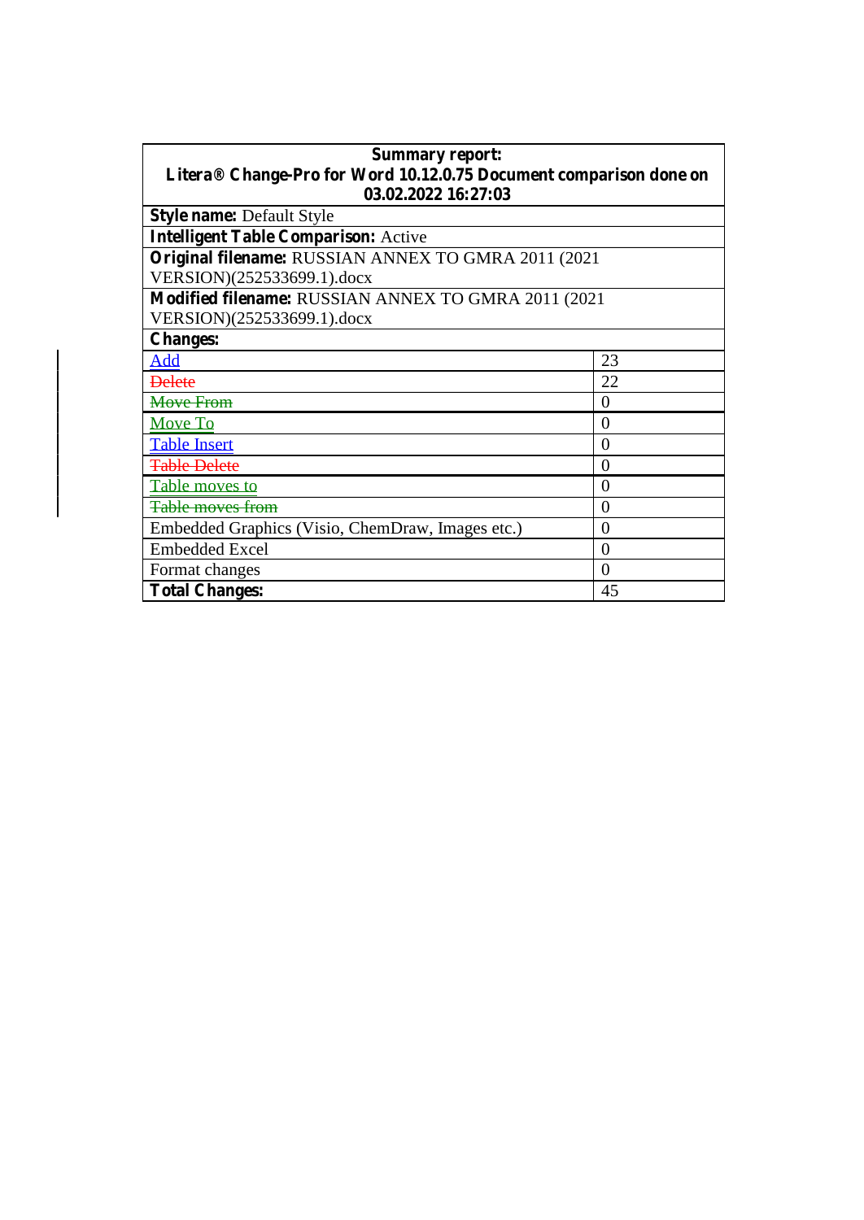| **Summary report:**<br>**Litera® Change-Pro for Word 10.12.0.75 Document comparison done on 03.02.2022 16:27:03** | |
|---|---|
| **Style name:** Default Style | |
| **Intelligent Table Comparison:** Active | |
| **Original filename:** RUSSIAN ANNEX TO GMRA 2011 (2021 VERSION)(252533699.1).docx | |
| **Modified filename:** RUSSIAN ANNEX TO GMRA 2011 (2021 VERSION)(252533699.1).docx | |
| **Changes:** | |
| Add | 23 |
| Delete | 22 |
| Move From | 0 |
| Move To | 0 |
| Table Insert | 0 |
| Table Delete | 0 |
| Table moves to | 0 |
| Table moves from | 0 |
| Embedded Graphics (Visio, ChemDraw, Images etc.) | 0 |
| Embedded Excel | 0 |
| Format changes | 0 |
| **Total Changes:** | 45 |